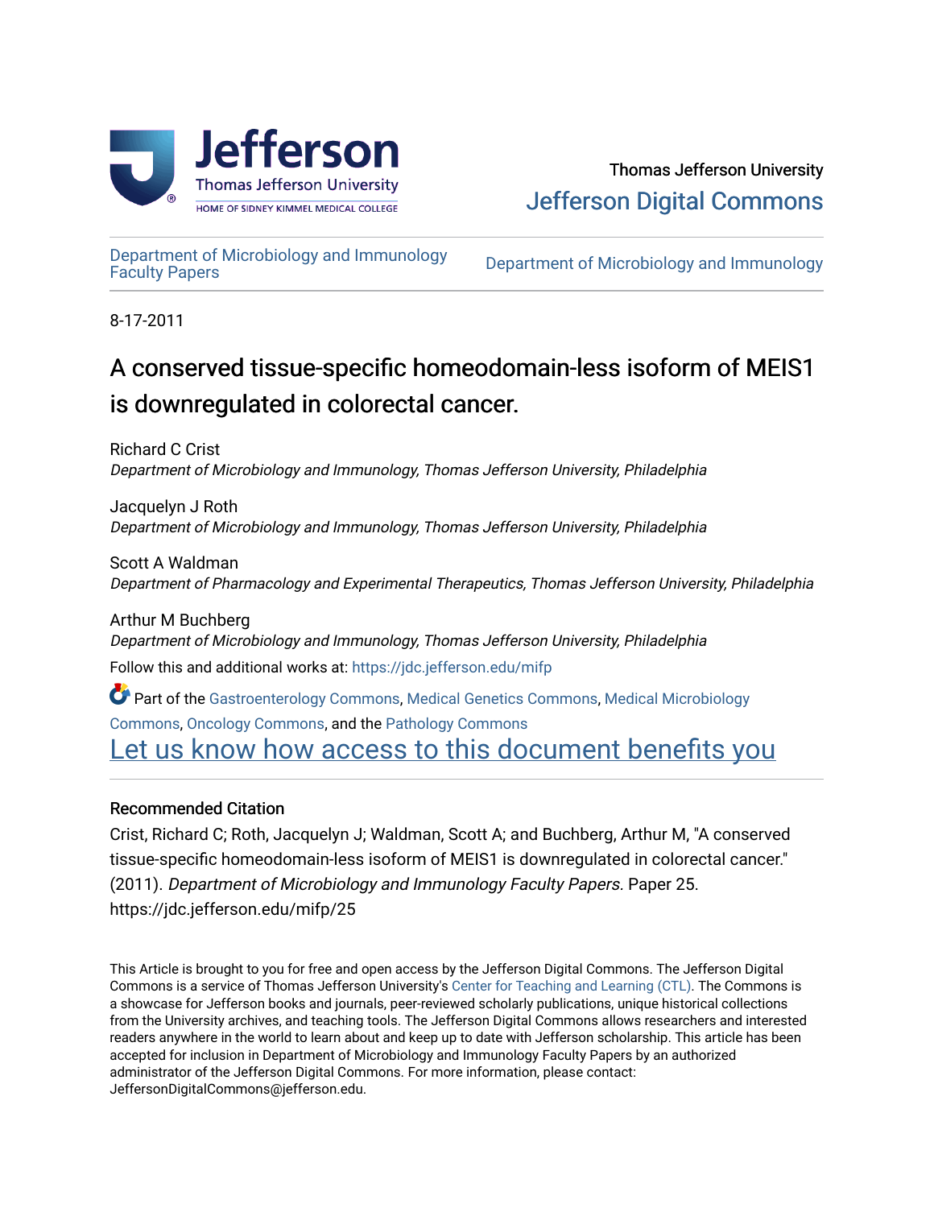Thomas Jefferson University

Jefferson Digital Commons

Department of Microbiology and Immunology Faculty Papers

Department of Microbiology and Immunology

8-17-2011

# A conserved tissue-specific homeodomain-less isoform of MEIS1 is downregulated in colorectal cancer.

Richard C Crist
*Department of Microbiology and Immunology, Thomas Jefferson University, Philadelphia*

Jacquelyn J Roth
*Department of Microbiology and Immunology, Thomas Jefferson University, Philadelphia*

Scott A Waldman
*Department of Pharmacology and Experimental Therapeutics, Thomas Jefferson University, Philadelphia*

Arthur M Buchberg
*Department of Microbiology and Immunology, Thomas Jefferson University, Philadelphia*

Follow this and additional works at: https://jdc.jefferson.edu/mifp

Part of the Gastroenterology Commons, Medical Genetics Commons, Medical Microbiology Commons, Oncology Commons, and the Pathology Commons

Let us know how access to this document benefits you

## Recommended Citation

Crist, Richard C; Roth, Jacquelyn J; Waldman, Scott A; and Buchberg, Arthur M, "A conserved tissue-specific homeodomain-less isoform of MEIS1 is downregulated in colorectal cancer." (2011). *Department of Microbiology and Immunology Faculty Papers.* Paper 25. https://jdc.jefferson.edu/mifp/25

This Article is brought to you for free and open access by the Jefferson Digital Commons. The Jefferson Digital Commons is a service of Thomas Jefferson University's Center for Teaching and Learning (CTL). The Commons is a showcase for Jefferson books and journals, peer-reviewed scholarly publications, unique historical collections from the University archives, and teaching tools. The Jefferson Digital Commons allows researchers and interested readers anywhere in the world to learn about and keep up to date with Jefferson scholarship. This article has been accepted for inclusion in Department of Microbiology and Immunology Faculty Papers by an authorized administrator of the Jefferson Digital Commons. For more information, please contact: JeffersonDigitalCommons@jefferson.edu.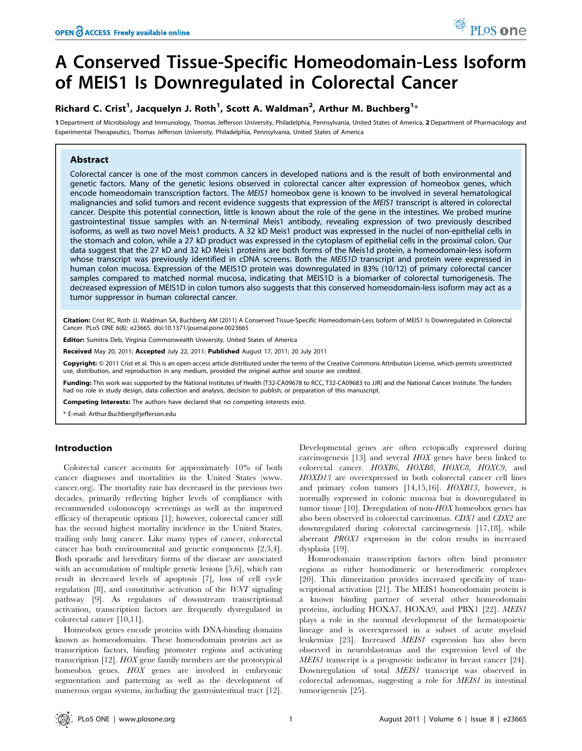# A Conserved Tissue-Specific Homeodomain-Less Isoform of MEIS1 Is Downregulated in Colorectal Cancer

**Richard C. Crist[1], Jacquelyn J. Roth[1], Scott A. Waldman[2], Arthur M. Buchberg[1]***

1 Department of Microbiology and Immunology, Thomas Jefferson University, Philadelphia, Pennsylvania, United States of America, 2 Department of Pharmacology and Experimental Therapeutics, Thomas Jefferson University, Philadelphia, Pennsylvania, United States of America

## Abstract

Colorectal cancer is one of the most common cancers in developed nations and is the result of both environmental and genetic factors. Many of the genetic lesions observed in colorectal cancer alter expression of homeobox genes, which encode homeodomain transcription factors. The *MEIS1* homeobox gene is known to be involved in several hematological malignancies and solid tumors and recent evidence suggests that expression of the *MEIS1* transcript is altered in colorectal cancer. Despite this potential connection, little is known about the role of the gene in the intestines. We probed murine gastrointestinal tissue samples with an N-terminal Meis1 antibody, revealing expression of two previously described isoforms, as well as two novel Meis1 products. A 32 kD Meis1 product was expressed in the nuclei of non-epithelial cells in the stomach and colon, while a 27 kD product was expressed in the cytoplasm of epithelial cells in the proximal colon. Our data suggest that the 27 kD and 32 kD Meis1 proteins are both forms of the Meis1d protein, a homeodomain-less isoform whose transcript was previously identified in cDNA screens. Both the *MEIS1D* transcript and protein were expressed in human colon mucosa. Expression of the MEIS1D protein was downregulated in 83% (10/12) of primary colorectal cancer samples compared to matched normal mucosa, indicating that MEIS1D is a biomarker of colorectal tumorigenesis. The decreased expression of MEIS1D in colon tumors also suggests that this conserved homeodomain-less isoform may act as a tumor suppressor in human colorectal cancer.

**Citation:** Crist RC, Roth JJ, Waldman SA, Buchberg AM (2011) A Conserved Tissue-Specific Homeodomain-Less Isoform of MEIS1 Is Downregulated in Colorectal Cancer. PLoS ONE 6(8): e23665. doi:10.1371/journal.pone.0023665

**Editor:** Sumitra Deb, Virginia Commonwealth University, United States of America

**Received** May 20, 2011; **Accepted** July 22, 2011; **Published** August 17, 2011; 20 July 2011

**Copyright:** © 2011 Crist et al. This is an open-access article distributed under the terms of the Creative Commons Attribution License, which permits unrestricted use, distribution, and reproduction in any medium, provided the original author and source are credited.

**Funding:** This work was supported by the National Institutes of Health [T32-CA09678 to RCC, T32-CA09683 to JJR] and the National Cancer Institute. The funders had no role in study design, data collection and analysis, decision to publish, or preparation of this manuscript.

**Competing Interests:** The authors have declared that no competing interests exist.

* E-mail: Arthur.Buchberg@jefferson.edu

## Introduction

Colorectal cancer accounts for approximately 10% of both cancer diagnoses and mortalities in the United States (www.cancer.org). The mortality rate has decreased in the previous two decades, primarily reflecting higher levels of compliance with recommended colonoscopy screenings as well as the improved efficacy of therapeutic options [1]; however, colorectal cancer still has the second highest mortality incidence in the United States, trailing only lung cancer. Like many types of cancer, colorectal cancer has both environmental and genetic components [2,3,4]. Both sporadic and hereditary forms of the disease are associated with an accumulation of multiple genetic lesions [5,6], which can result in decreased levels of apoptosis [7], loss of cell cycle regulation [8], and constitutive activation of the *WNT* signaling pathway [9]. As regulators of downstream transcriptional activation, transcription factors are frequently dysregulated in colorectal cancer [10,11].

Homeobox genes encode proteins with DNA-binding domains known as homeodomains. These homeodomain proteins act as transcription factors, binding promoter regions and activating transcription [12]. *HOX* gene family members are the prototypical homeobox genes. *HOX* genes are involved in embryonic segmentation and patterning as well as the development of numerous organ systems, including the gastrointestinal tract [12].

Developmental genes are often ectopically expressed during carcinogenesis [13] and several *HOX* genes have been linked to colorectal cancer. *HOXB6*, *HOXB8*, *HOXC8*, *HOXC9*, and *HOXD13* are overexpressed in both colorectal cancer cell lines and primary colon tumors [14,15,16]. *HOXB13*, however, is normally expressed in colonic mucosa but is downregulated in tumor tissue [10]. Deregulation of non-*HOX* homeobox genes has also been observed in colorectal carcinomas. *CDX1* and *CDX2* are downregulated during colorectal carcinogenesis [17,18], while aberrant *PROX1* expression in the colon results in increased dysplasia [19].

Homeodomain transcription factors often bind promoter regions as either homodimeric or heterodimeric complexes [20]. This dimerization provides increased specificity of transcriptional activation [21]. The MEIS1 homeodomain protein is a known binding partner of several other homeodomain proteins, including HOXA7, HOXA9, and PBX1 [22]. *MEIS1* plays a role in the normal development of the hematopoietic lineage and is overexpressed in a subset of acute myeloid leukemias [23]. Increased *MEIS1* expression has also been observed in neuroblastomas and the expression level of the *MEIS1* transcript is a prognostic indicator in breast cancer [24]. Downregulation of total *MEIS1* transcript was observed in colorectal adenomas, suggesting a role for *MEIS1* in intestinal tumorigenesis [25].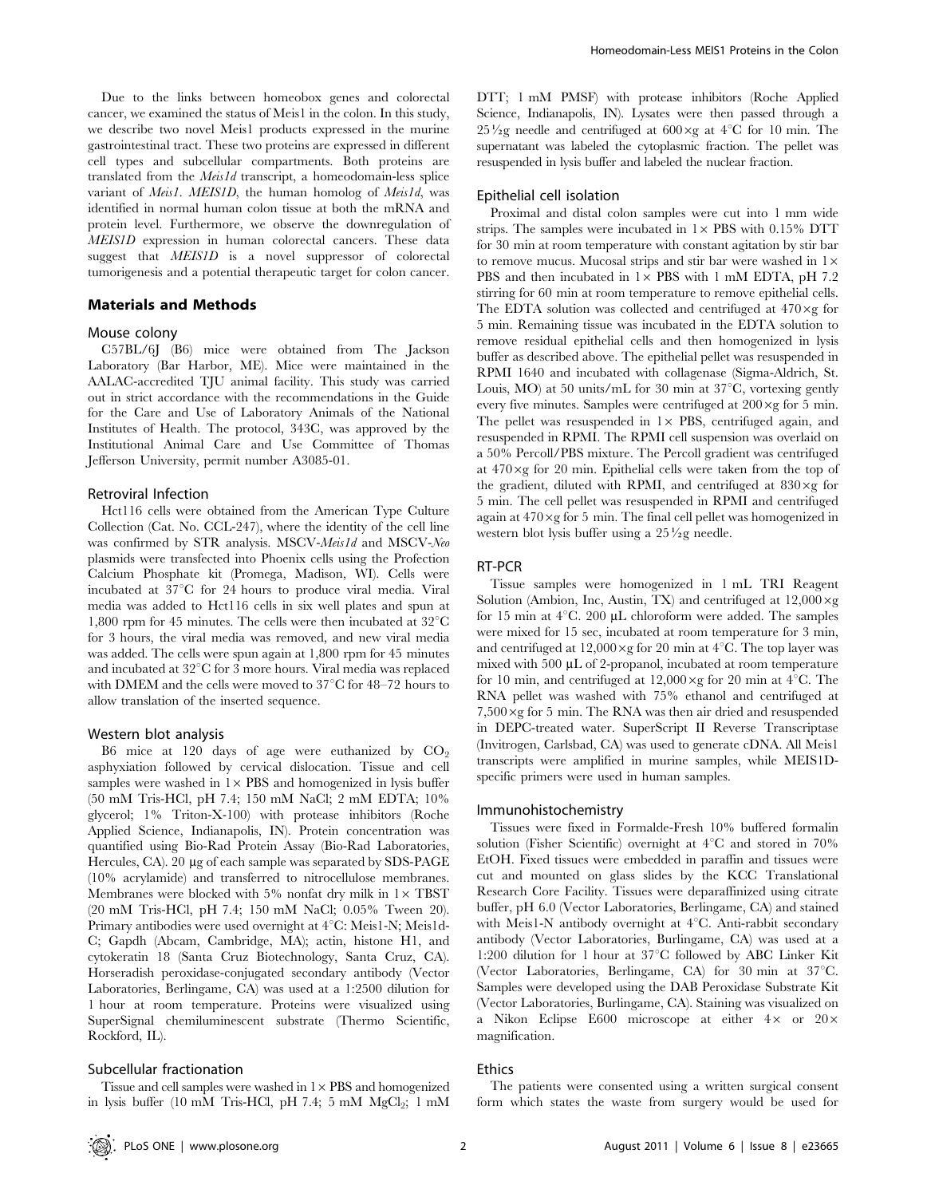Due to the links between homeobox genes and colorectal cancer, we examined the status of Meis1 in the colon. In this study, we describe two novel Meis1 products expressed in the murine gastrointestinal tract. These two proteins are expressed in different cell types and subcellular compartments. Both proteins are translated from the *Meis1d* transcript, a homeodomain-less splice variant of *Meis1*. *MEIS1D*, the human homolog of *Meis1d*, was identified in normal human colon tissue at both the mRNA and protein level. Furthermore, we observe the downregulation of *MEIS1D* expression in human colorectal cancers. These data suggest that *MEIS1D* is a novel suppressor of colorectal tumorigenesis and a potential therapeutic target for colon cancer.

## Materials and Methods

### Mouse colony

C57BL/6J (B6) mice were obtained from The Jackson Laboratory (Bar Harbor, ME). Mice were maintained in the AALAC-accredited TJU animal facility. This study was carried out in strict accordance with the recommendations in the Guide for the Care and Use of Laboratory Animals of the National Institutes of Health. The protocol, 343C, was approved by the Institutional Animal Care and Use Committee of Thomas Jefferson University, permit number A3085-01.

### Retroviral Infection

Hct116 cells were obtained from the American Type Culture Collection (Cat. No. CCL-247), where the identity of the cell line was confirmed by STR analysis. MSCV-*Meis1d* and MSCV-*Neo* plasmids were transfected into Phoenix cells using the Profection Calcium Phosphate kit (Promega, Madison, WI). Cells were incubated at 37°C for 24 hours to produce viral media. Viral media was added to Hct116 cells in six well plates and spun at 1,800 rpm for 45 minutes. The cells were then incubated at 32°C for 3 hours, the viral media was removed, and new viral media was added. The cells were spun again at 1,800 rpm for 45 minutes and incubated at 32°C for 3 more hours. Viral media was replaced with DMEM and the cells were moved to 37°C for 48–72 hours to allow translation of the inserted sequence.

### Western blot analysis

B6 mice at 120 days of age were euthanized by $CO_2$ asphyxiation followed by cervical dislocation. Tissue and cell samples were washed in 1× PBS and homogenized in lysis buffer (50 mM Tris-HCl, pH 7.4; 150 mM NaCl; 2 mM EDTA; 10% glycerol; 1% Triton-X-100) with protease inhibitors (Roche Applied Science, Indianapolis, IN). Protein concentration was quantified using Bio-Rad Protein Assay (Bio-Rad Laboratories, Hercules, CA). 20 µg of each sample was separated by SDS-PAGE (10% acrylamide) and transferred to nitrocellulose membranes. Membranes were blocked with 5% nonfat dry milk in 1× TBST (20 mM Tris-HCl, pH 7.4; 150 mM NaCl; 0.05% Tween 20). Primary antibodies were used overnight at 4°C: Meis1-N; Meis1d-C; Gapdh (Abcam, Cambridge, MA); actin, histone H1, and cytokeratin 18 (Santa Cruz Biotechnology, Santa Cruz, CA). Horseradish peroxidase-conjugated secondary antibody (Vector Laboratories, Berlingame, CA) was used at a 1:2500 dilution for 1 hour at room temperature. Proteins were visualized using SuperSignal chemiluminescent substrate (Thermo Scientific, Rockford, IL).

### Subcellular fractionation

Tissue and cell samples were washed in 1× PBS and homogenized in lysis buffer (10 mM Tris-HCl, pH 7.4; 5 mM $MgCl_2$; 1 mM DTT; 1 mM PMSF) with protease inhibitors (Roche Applied Science, Indianapolis, IN). Lysates were then passed through a 25½g needle and centrifuged at 600×g at 4°C for 10 min. The supernatant was labeled the cytoplasmic fraction. The pellet was resuspended in lysis buffer and labeled the nuclear fraction.

### Epithelial cell isolation

Proximal and distal colon samples were cut into 1 mm wide strips. The samples were incubated in 1× PBS with 0.15% DTT for 30 min at room temperature with constant agitation by stir bar to remove mucus. Mucosal strips and stir bar were washed in 1× PBS and then incubated in 1× PBS with 1 mM EDTA, pH 7.2 stirring for 60 min at room temperature to remove epithelial cells. The EDTA solution was collected and centrifuged at 470×g for 5 min. Remaining tissue was incubated in the EDTA solution to remove residual epithelial cells and then homogenized in lysis buffer as described above. The epithelial pellet was resuspended in RPMI 1640 and incubated with collagenase (Sigma-Aldrich, St. Louis, MO) at 50 units/mL for 30 min at 37°C, vortexing gently every five minutes. Samples were centrifuged at 200×g for 5 min. The pellet was resuspended in 1× PBS, centrifuged again, and resuspended in RPMI. The RPMI cell suspension was overlaid on a 50% Percoll/PBS mixture. The Percoll gradient was centrifuged at 470×g for 20 min. Epithelial cells were taken from the top of the gradient, diluted with RPMI, and centrifuged at 830×g for 5 min. The cell pellet was resuspended in RPMI and centrifuged again at 470×g for 5 min. The final cell pellet was homogenized in western blot lysis buffer using a 25½g needle.

### RT-PCR

Tissue samples were homogenized in 1 mL TRI Reagent Solution (Ambion, Inc, Austin, TX) and centrifuged at 12,000×g for 15 min at 4°C. 200 µL chloroform were added. The samples were mixed for 15 sec, incubated at room temperature for 3 min, and centrifuged at 12,000×g for 20 min at 4°C. The top layer was mixed with 500 µL of 2-propanol, incubated at room temperature for 10 min, and centrifuged at 12,000×g for 20 min at 4°C. The RNA pellet was washed with 75% ethanol and centrifuged at 7,500×g for 5 min. The RNA was then air dried and resuspended in DEPC-treated water. SuperScript II Reverse Transcriptase (Invitrogen, Carlsbad, CA) was used to generate cDNA. All Meis1 transcripts were amplified in murine samples, while MEIS1D-specific primers were used in human samples.

### Immunohistochemistry

Tissues were fixed in Formalde-Fresh 10% buffered formalin solution (Fisher Scientific) overnight at 4°C and stored in 70% EtOH. Fixed tissues were embedded in paraffin and tissues were cut and mounted on glass slides by the KCC Translational Research Core Facility. Tissues were deparaffinized using citrate buffer, pH 6.0 (Vector Laboratories, Berlingame, CA) and stained with Meis1-N antibody overnight at 4°C. Anti-rabbit secondary antibody (Vector Laboratories, Burlingame, CA) was used at a 1:200 dilution for 1 hour at 37°C followed by ABC Linker Kit (Vector Laboratories, Berlingame, CA) for 30 min at 37°C. Samples were developed using the DAB Peroxidase Substrate Kit (Vector Laboratories, Burlingame, CA). Staining was visualized on a Nikon Eclipse E600 microscope at either 4× or 20× magnification.

### Ethics

The patients were consented using a written surgical consent form which states the waste from surgery would be used for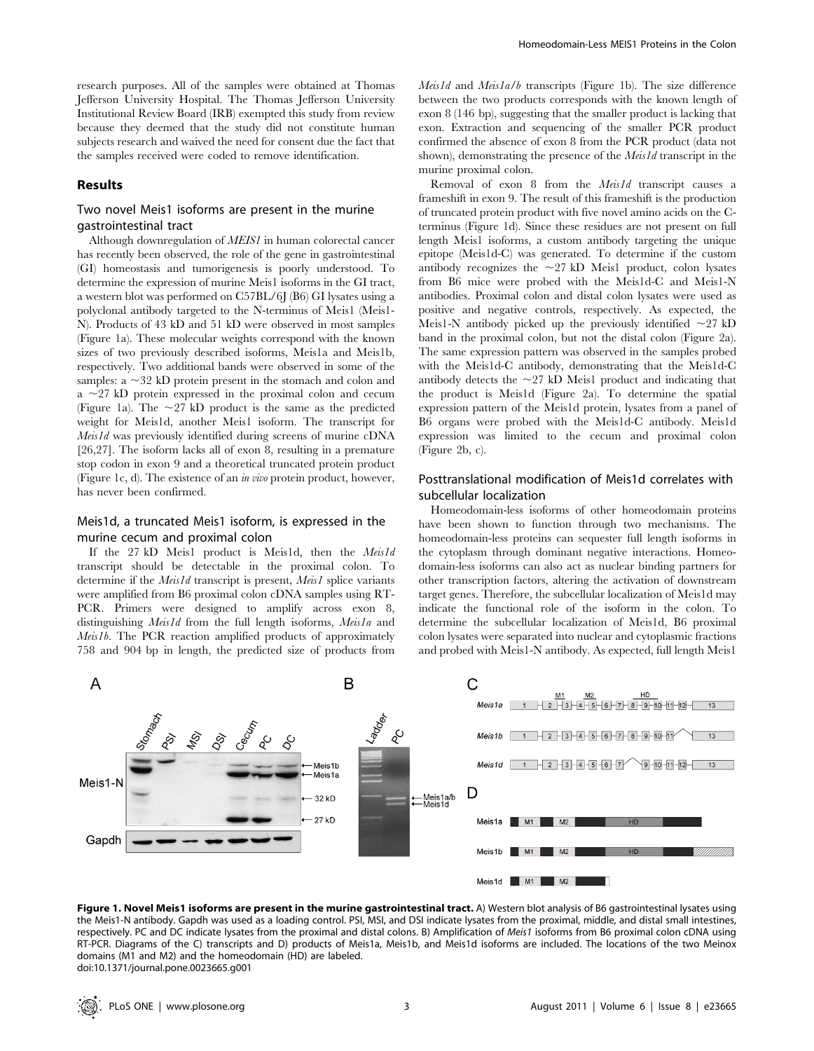research purposes. All of the samples were obtained at Thomas Jefferson University Hospital. The Thomas Jefferson University Institutional Review Board (IRB) exempted this study from review because they deemed that the study did not constitute human subjects research and waived the need for consent due the fact that the samples received were coded to remove identification.

## Results

### Two novel Meis1 isoforms are present in the murine gastrointestinal tract

Although downregulation of *MEIS1* in human colorectal cancer has recently been observed, the role of the gene in gastrointestinal (GI) homeostasis and tumorigenesis is poorly understood. To determine the expression of murine Meis1 isoforms in the GI tract, a western blot was performed on C57BL/6J (B6) GI lysates using a polyclonal antibody targeted to the N-terminus of Meis1 (Meis1-N). Products of 43 kD and 51 kD were observed in most samples (Figure 1a). These molecular weights correspond with the known sizes of two previously described isoforms, Meis1a and Meis1b, respectively. Two additional bands were observed in some of the samples: a ~32 kD protein present in the stomach and colon and a ~27 kD protein expressed in the proximal colon and cecum (Figure 1a). The ~27 kD product is the same as the predicted weight for Meis1d, another Meis1 isoform. The transcript for *Meis1d* was previously identified during screens of murine cDNA [26,27]. The isoform lacks all of exon 8, resulting in a premature stop codon in exon 9 and a theoretical truncated protein product (Figure 1c, d). The existence of an *in vivo* protein product, however, has never been confirmed.

### Meis1d, a truncated Meis1 isoform, is expressed in the murine cecum and proximal colon

If the 27 kD Meis1 product is Meis1d, then the *Meis1d* transcript should be detectable in the proximal colon. To determine if the *Meis1d* transcript is present, *Meis1* splice variants were amplified from B6 proximal colon cDNA samples using RT-PCR. Primers were designed to amplify across exon 8, distinguishing *Meis1d* from the full length isoforms, *Meis1a* and *Meis1b*. The PCR reaction amplified products of approximately 758 and 904 bp in length, the predicted size of products from *Meis1d* and *Meis1a/b* transcripts (Figure 1b). The size difference between the two products corresponds with the known length of exon 8 (146 bp), suggesting that the smaller product is lacking that exon. Extraction and sequencing of the smaller PCR product confirmed the absence of exon 8 from the PCR product (data not shown), demonstrating the presence of the *Meis1d* transcript in the murine proximal colon.

Removal of exon 8 from the *Meis1d* transcript causes a frameshift in exon 9. The result of this frameshift is the production of truncated protein product with five novel amino acids on the C-terminus (Figure 1d). Since these residues are not present on full length Meis1 isoforms, a custom antibody targeting the unique epitope (Meis1d-C) was generated. To determine if the custom antibody recognizes the ~27 kD Meis1 product, colon lysates from B6 mice were probed with the Meis1d-C and Meis1-N antibodies. Proximal colon and distal colon lysates were used as positive and negative controls, respectively. As expected, the Meis1-N antibody picked up the previously identified ~27 kD band in the proximal colon, but not the distal colon (Figure 2a). The same expression pattern was observed in the samples probed with the Meis1d-C antibody, demonstrating that the Meis1d-C antibody detects the ~27 kD Meis1 product and indicating that the product is Meis1d (Figure 2a). To determine the spatial expression pattern of the Meis1d protein, lysates from a panel of B6 organs were probed with the Meis1d-C antibody. Meis1d expression was limited to the cecum and proximal colon (Figure 2b, c).

### Posttranslational modification of Meis1d correlates with subcellular localization

Homeodomain-less isoforms of other homeodomain proteins have been shown to function through two mechanisms. The homeodomain-less proteins can sequester full length isoforms in the cytoplasm through dominant negative interactions. Homeodomain-less isoforms can also act as nuclear binding partners for other transcription factors, altering the activation of downstream target genes. Therefore, the subcellular localization of Meis1d may indicate the functional role of the isoform in the colon. To determine the subcellular localization of Meis1d, B6 proximal colon lysates were separated into nuclear and cytoplasmic fractions and probed with Meis1-N antibody. As expected, full length Meis1

**Figure 1. Novel Meis1 isoforms are present in the murine gastrointestinal tract.** A) Western blot analysis of B6 gastrointestinal lysates using the Meis1-N antibody. Gapdh was used as a loading control. PSI, MSI, and DSI indicate lysates from the proximal, middle, and distal small intestines, respectively. PC and DC indicate lysates from the proximal and distal colons. B) Amplification of *Meis1* isoforms from B6 proximal colon cDNA using RT-PCR. Diagrams of the C) transcripts and D) products of Meis1a, Meis1b, and Meis1d isoforms are included. The locations of the two Meinox domains (M1 and M2) and the homeodomain (HD) are labeled.
doi:10.1371/journal.pone.0023665.g001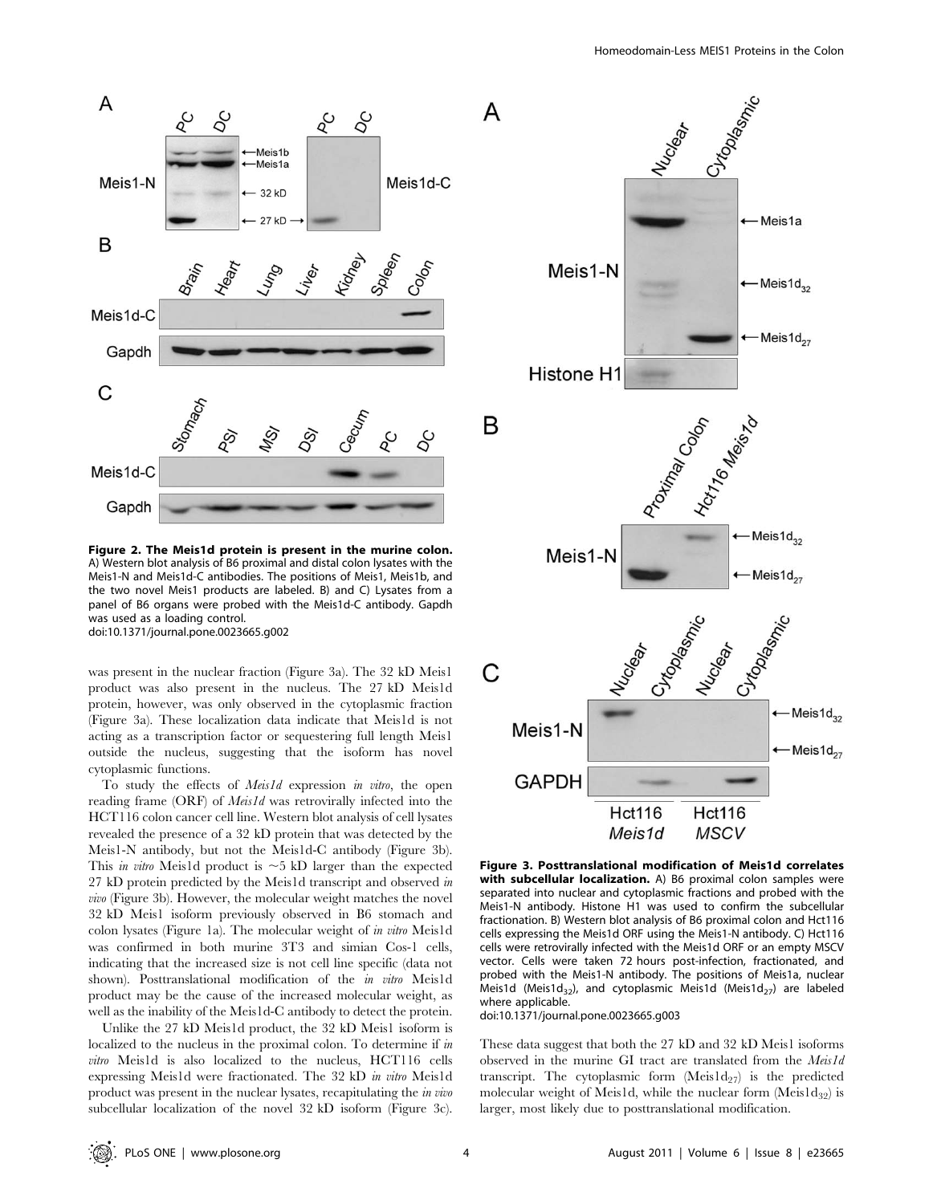**Figure 2. The Meis1d protein is present in the murine colon.** A) Western blot analysis of B6 proximal and distal colon lysates with the Meis1-N and Meis1d-C antibodies. The positions of Meis1, Meis1b, and the two novel Meis1 products are labeled. B) and C) Lysates from a panel of B6 organs were probed with the Meis1d-C antibody. Gapdh was used as a loading control.
doi:10.1371/journal.pone.0023665.g002

was present in the nuclear fraction (Figure 3a). The 32 kD Meis1 product was also present in the nucleus. The 27 kD Meis1d protein, however, was only observed in the cytoplasmic fraction (Figure 3a). These localization data indicate that Meis1d is not acting as a transcription factor or sequestering full length Meis1 outside the nucleus, suggesting that the isoform has novel cytoplasmic functions.

To study the effects of *Meis1d* expression *in vitro*, the open reading frame (ORF) of *Meis1d* was retrovirally infected into the HCT116 colon cancer cell line. Western blot analysis of cell lysates revealed the presence of a 32 kD protein that was detected by the Meis1-N antibody, but not the Meis1d-C antibody (Figure 3b). This *in vitro* Meis1d product is ~5 kD larger than the expected 27 kD protein predicted by the Meis1d transcript and observed *in vivo* (Figure 3b). However, the molecular weight matches the novel 32 kD Meis1 isoform previously observed in B6 stomach and colon lysates (Figure 1a). The molecular weight of *in vitro* Meis1d was confirmed in both murine 3T3 and simian Cos-1 cells, indicating that the increased size is not cell line specific (data not shown). Posttranslational modification of the *in vitro* Meis1d product may be the cause of the increased molecular weight, as well as the inability of the Meis1d-C antibody to detect the protein.

Unlike the 27 kD Meis1d product, the 32 kD Meis1 isoform is localized to the nucleus in the proximal colon. To determine if *in vitro* Meis1d is also localized to the nucleus, HCT116 cells expressing Meis1d were fractionated. The 32 kD *in vitro* Meis1d product was present in the nuclear lysates, recapitulating the *in vivo* subcellular localization of the novel 32 kD isoform (Figure 3c).

**Figure 3. Posttranslational modification of Meis1d correlates with subcellular localization.** A) B6 proximal colon samples were separated into nuclear and cytoplasmic fractions and probed with the Meis1-N antibody. Histone H1 was used to confirm the subcellular fractionation. B) Western blot analysis of B6 proximal colon and Hct116 cells expressing the Meis1d ORF using the Meis1-N antibody. C) Hct116 cells were retrovirally infected with the Meis1d ORF or an empty MSCV vector. Cells were taken 72 hours post-infection, fractionated, and probed with the Meis1-N antibody. The positions of Meis1a, nuclear Meis1d ($Meis1d_{32}$), and cytoplasmic Meis1d ($Meis1d_{27}$) are labeled where applicable.
doi:10.1371/journal.pone.0023665.g003

These data suggest that both the 27 kD and 32 kD Meis1 isoforms observed in the murine GI tract are translated from the *Meis1d* transcript. The cytoplasmic form ($Meis1d_{27}$) is the predicted molecular weight of Meis1d, while the nuclear form ($Meis1d_{32}$) is larger, most likely due to posttranslational modification.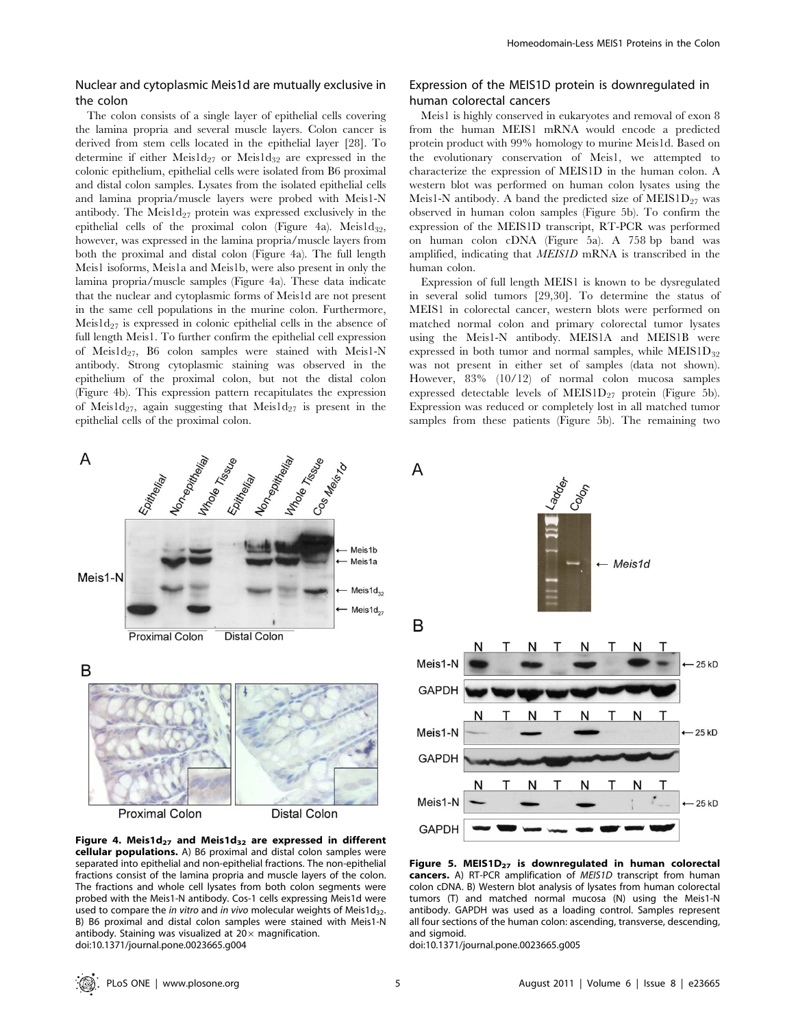### Nuclear and cytoplasmic Meis1d are mutually exclusive in the colon

The colon consists of a single layer of epithelial cells covering the lamina propria and several muscle layers. Colon cancer is derived from stem cells located in the epithelial layer [28]. To determine if either Meis1d$_{27}$ or Meis1d$_{32}$ are expressed in the colonic epithelium, epithelial cells were isolated from B6 proximal and distal colon samples. Lysates from the isolated epithelial cells and lamina propria/muscle layers were probed with Meis1-N antibody. The Meis1d$_{27}$ protein was expressed exclusively in the epithelial cells of the proximal colon (Figure 4a). Meis1d$_{32}$, however, was expressed in the lamina propria/muscle layers from both the proximal and distal colon (Figure 4a). The full length Meis1 isoforms, Meis1a and Meis1b, were also present in only the lamina propria/muscle samples (Figure 4a). These data indicate that the nuclear and cytoplasmic forms of Meis1d are not present in the same cell populations in the murine colon. Furthermore, Meis1d$_{27}$ is expressed in colonic epithelial cells in the absence of full length Meis1. To further confirm the epithelial cell expression of Meis1d$_{27}$, B6 colon samples were stained with Meis1-N antibody. Strong cytoplasmic staining was observed in the epithelium of the proximal colon, but not the distal colon (Figure 4b). This expression pattern recapitulates the expression of Meis1d$_{27}$, again suggesting that Meis1d$_{27}$ is present in the epithelial cells of the proximal colon.

### Expression of the MEIS1D protein is downregulated in human colorectal cancers

Meis1 is highly conserved in eukaryotes and removal of exon 8 from the human MEIS1 mRNA would encode a predicted protein product with 99% homology to murine Meis1d. Based on the evolutionary conservation of Meis1, we attempted to characterize the expression of MEIS1D in the human colon. A western blot was performed on human colon lysates using the Meis1-N antibody. A band the predicted size of MEIS1D$_{27}$ was observed in human colon samples (Figure 5b). To confirm the expression of the MEIS1D transcript, RT-PCR was performed on human colon cDNA (Figure 5a). A 758 bp band was amplified, indicating that *MEIS1D* mRNA is transcribed in the human colon.

Expression of full length MEIS1 is known to be dysregulated in several solid tumors [29,30]. To determine the status of MEIS1 in colorectal cancer, western blots were performed on matched normal colon and primary colorectal tumor lysates using the Meis1-N antibody. MEIS1A and MEIS1B were expressed in both tumor and normal samples, while MEIS1D$_{32}$ was not present in either set of samples (data not shown). However, 83% (10/12) of normal colon mucosa samples expressed detectable levels of MEIS1D$_{27}$ protein (Figure 5b). Expression was reduced or completely lost in all matched tumor samples from these patients (Figure 5b). The remaining two

**Figure 4. Meis1d$_{27}$ and Meis1d$_{32}$ are expressed in different cellular populations.** A) B6 proximal and distal colon samples were separated into epithelial and non-epithelial fractions. The non-epithelial fractions consist of the lamina propria and muscle layers of the colon. The fractions and whole cell lysates from both colon segments were probed with the Meis1-N antibody. Cos-1 cells expressing Meis1d were used to compare the *in vitro* and *in vivo* molecular weights of Meis1d$_{32}$. B) B6 proximal and distal colon samples were stained with Meis1-N antibody. Staining was visualized at 20× magnification.
doi:10.1371/journal.pone.0023665.g004

**Figure 5. MEIS1D$_{27}$ is downregulated in human colorectal cancers.** A) RT-PCR amplification of *MEIS1D* transcript from human colon cDNA. B) Western blot analysis of lysates from human colorectal tumors (T) and matched normal mucosa (N) using the Meis1-N antibody. GAPDH was used as a loading control. Samples represent all four sections of the human colon: ascending, transverse, descending, and sigmoid.
doi:10.1371/journal.pone.0023665.g005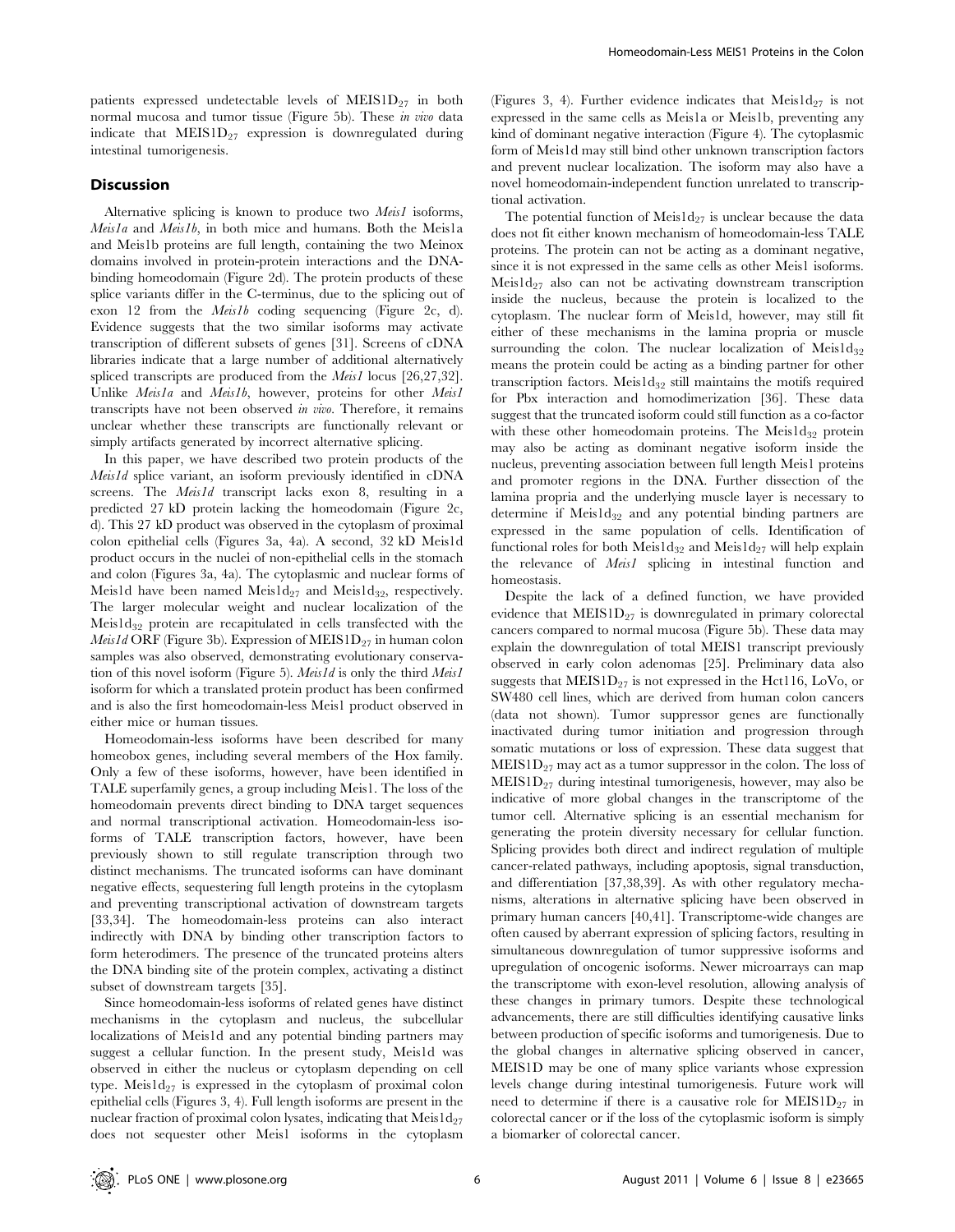patients expressed undetectable levels of $MEIS1D_{27}$ in both normal mucosa and tumor tissue (Figure 5b). These *in vivo* data indicate that $MEIS1D_{27}$ expression is downregulated during intestinal tumorigenesis.

## Discussion

Alternative splicing is known to produce two *Meis1* isoforms, *Meis1a* and *Meis1b*, in both mice and humans. Both the Meis1a and Meis1b proteins are full length, containing the two Meinox domains involved in protein-protein interactions and the DNA-binding homeodomain (Figure 2d). The protein products of these splice variants differ in the C-terminus, due to the splicing out of exon 12 from the *Meis1b* coding sequencing (Figure 2c, d). Evidence suggests that the two similar isoforms may activate transcription of different subsets of genes [31]. Screens of cDNA libraries indicate that a large number of additional alternatively spliced transcripts are produced from the *Meis1* locus [26,27,32]. Unlike *Meis1a* and *Meis1b*, however, proteins for other *Meis1* transcripts have not been observed *in vivo*. Therefore, it remains unclear whether these transcripts are functionally relevant or simply artifacts generated by incorrect alternative splicing.

In this paper, we have described two protein products of the *Meis1d* splice variant, an isoform previously identified in cDNA screens. The *Meis1d* transcript lacks exon 8, resulting in a predicted 27 kD protein lacking the homeodomain (Figure 2c, d). This 27 kD product was observed in the cytoplasm of proximal colon epithelial cells (Figures 3a, 4a). A second, 32 kD Meis1d product occurs in the nuclei of non-epithelial cells in the stomach and colon (Figures 3a, 4a). The cytoplasmic and nuclear forms of Meis1d have been named $Meis1d_{27}$ and $Meis1d_{32}$, respectively. The larger molecular weight and nuclear localization of the $Meis1d_{32}$ protein are recapitulated in cells transfected with the *Meis1d* ORF (Figure 3b). Expression of $MEIS1D_{27}$ in human colon samples was also observed, demonstrating evolutionary conservation of this novel isoform (Figure 5). *Meis1d* is only the third *Meis1* isoform for which a translated protein product has been confirmed and is also the first homeodomain-less Meis1 product observed in either mice or human tissues.

Homeodomain-less isoforms have been described for many homeobox genes, including several members of the Hox family. Only a few of these isoforms, however, have been identified in TALE superfamily genes, a group including Meis1. The loss of the homeodomain prevents direct binding to DNA target sequences and normal transcriptional activation. Homeodomain-less isoforms of TALE transcription factors, however, have been previously shown to still regulate transcription through two distinct mechanisms. The truncated isoforms can have dominant negative effects, sequestering full length proteins in the cytoplasm and preventing transcriptional activation of downstream targets [33,34]. The homeodomain-less proteins can also interact indirectly with DNA by binding other transcription factors to form heterodimers. The presence of the truncated proteins alters the DNA binding site of the protein complex, activating a distinct subset of downstream targets [35].

Since homeodomain-less isoforms of related genes have distinct mechanisms in the cytoplasm and nucleus, the subcellular localizations of Meis1d and any potential binding partners may suggest a cellular function. In the present study, Meis1d was observed in either the nucleus or cytoplasm depending on cell type. $Meis1d_{27}$ is expressed in the cytoplasm of proximal colon epithelial cells (Figures 3, 4). Full length isoforms are present in the nuclear fraction of proximal colon lysates, indicating that $Meis1d_{27}$ does not sequester other Meis1 isoforms in the cytoplasm (Figures 3, 4). Further evidence indicates that $Meis1d_{27}$ is not expressed in the same cells as Meis1a or Meis1b, preventing any kind of dominant negative interaction (Figure 4). The cytoplasmic form of Meis1d may still bind other unknown transcription factors and prevent nuclear localization. The isoform may also have a novel homeodomain-independent function unrelated to transcriptional activation.

The potential function of $Meis1d_{27}$ is unclear because the data does not fit either known mechanism of homeodomain-less TALE proteins. The protein can not be acting as a dominant negative, since it is not expressed in the same cells as other Meis1 isoforms. $Meis1d_{27}$ also can not be activating downstream transcription inside the nucleus, because the protein is localized to the cytoplasm. The nuclear form of Meis1d, however, may still fit either of these mechanisms in the lamina propria or muscle surrounding the colon. The nuclear localization of $Meis1d_{32}$ means the protein could be acting as a binding partner for other transcription factors. $Meis1d_{32}$ still maintains the motifs required for Pbx interaction and homodimerization [36]. These data suggest that the truncated isoform could still function as a co-factor with these other homeodomain proteins. The $Meis1d_{32}$ protein may also be acting as dominant negative isoform inside the nucleus, preventing association between full length Meis1 proteins and promoter regions in the DNA. Further dissection of the lamina propria and the underlying muscle layer is necessary to determine if $Meis1d_{32}$ and any potential binding partners are expressed in the same population of cells. Identification of functional roles for both $Meis1d_{32}$ and $Meis1d_{27}$ will help explain the relevance of *Meis1* splicing in intestinal function and homeostasis.

Despite the lack of a defined function, we have provided evidence that $MEIS1D_{27}$ is downregulated in primary colorectal cancers compared to normal mucosa (Figure 5b). These data may explain the downregulation of total MEIS1 transcript previously observed in early colon adenomas [25]. Preliminary data also suggests that $MEIS1D_{27}$ is not expressed in the Hct116, LoVo, or SW480 cell lines, which are derived from human colon cancers (data not shown). Tumor suppressor genes are functionally inactivated during tumor initiation and progression through somatic mutations or loss of expression. These data suggest that $MEIS1D_{27}$ may act as a tumor suppressor in the colon. The loss of $MEIS1D_{27}$ during intestinal tumorigenesis, however, may also be indicative of more global changes in the transcriptome of the tumor cell. Alternative splicing is an essential mechanism for generating the protein diversity necessary for cellular function. Splicing provides both direct and indirect regulation of multiple cancer-related pathways, including apoptosis, signal transduction, and differentiation [37,38,39]. As with other regulatory mechanisms, alterations in alternative splicing have been observed in primary human cancers [40,41]. Transcriptome-wide changes are often caused by aberrant expression of splicing factors, resulting in simultaneous downregulation of tumor suppressive isoforms and upregulation of oncogenic isoforms. Newer microarrays can map the transcriptome with exon-level resolution, allowing analysis of these changes in primary tumors. Despite these technological advancements, there are still difficulties identifying causative links between production of specific isoforms and tumorigenesis. Due to the global changes in alternative splicing observed in cancer, MEIS1D may be one of many splice variants whose expression levels change during intestinal tumorigenesis. Future work will need to determine if there is a causative role for $MEIS1D_{27}$ in colorectal cancer or if the loss of the cytoplasmic isoform is simply a biomarker of colorectal cancer.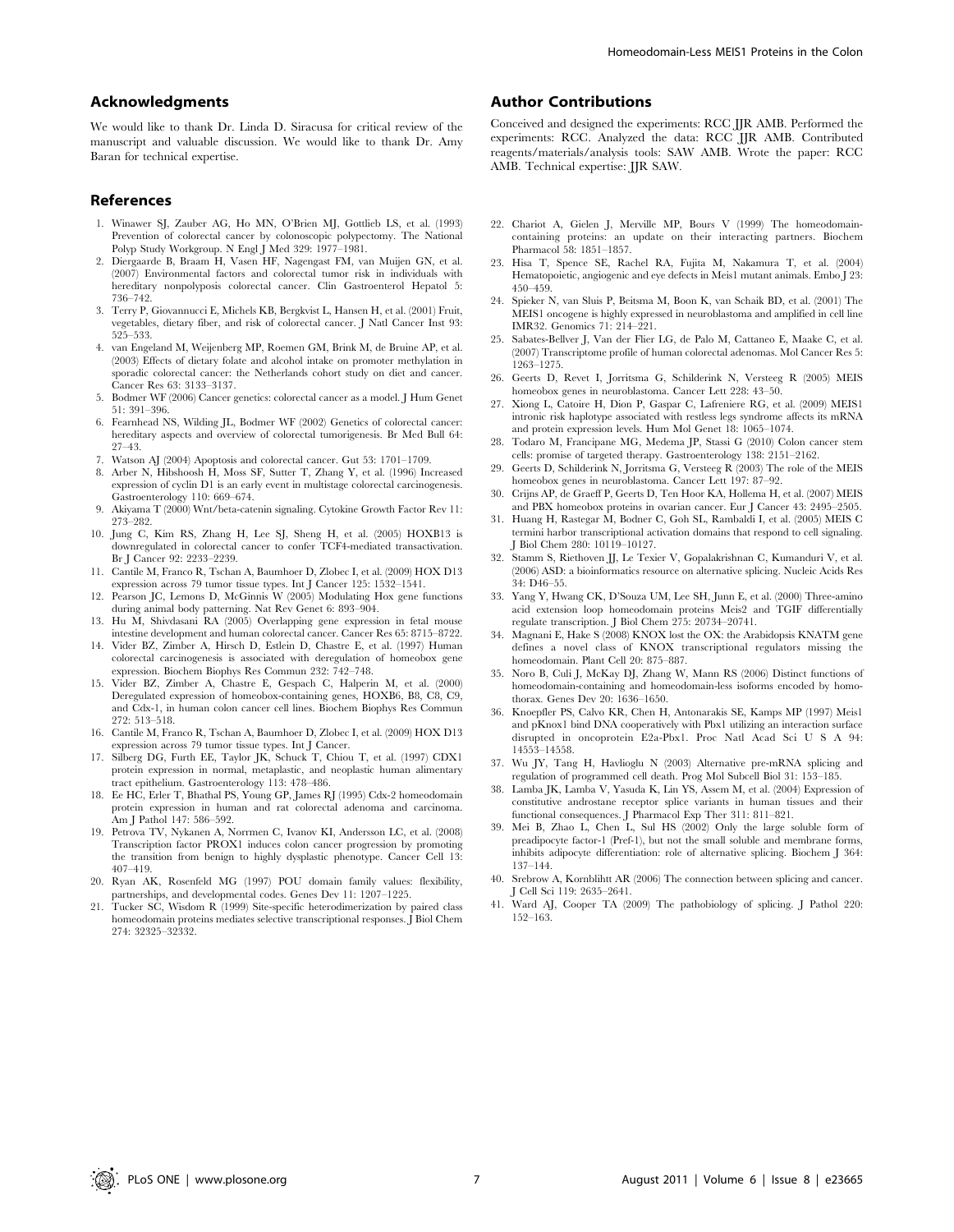## Acknowledgments

We would like to thank Dr. Linda D. Siracusa for critical review of the manuscript and valuable discussion. We would like to thank Dr. Amy Baran for technical expertise.

## Author Contributions

Conceived and designed the experiments: RCC JJR AMB. Performed the experiments: RCC. Analyzed the data: RCC JJR AMB. Contributed reagents/materials/analysis tools: SAW AMB. Wrote the paper: RCC AMB. Technical expertise: JJR SAW.

## References

1. Winawer SJ, Zauber AG, Ho MN, O'Brien MJ, Gottlieb LS, et al. (1993) Prevention of colorectal cancer by colonoscopic polypectomy. The National Polyp Study Workgroup. N Engl J Med 329: 1977–1981.
2. Diergaarde B, Braam H, Vasen HF, Nagengast FM, van Muijen GN, et al. (2007) Environmental factors and colorectal tumor risk in individuals with hereditary nonpolyposis colorectal cancer. Clin Gastroenterol Hepatol 5: 736–742.
3. Terry P, Giovannucci E, Michels KB, Bergkvist L, Hansen H, et al. (2001) Fruit, vegetables, dietary fiber, and risk of colorectal cancer. J Natl Cancer Inst 93: 525–533.
4. van Engeland M, Weijenberg MP, Roemen GM, Brink M, de Bruine AP, et al. (2003) Effects of dietary folate and alcohol intake on promoter methylation in sporadic colorectal cancer: the Netherlands cohort study on diet and cancer. Cancer Res 63: 3133–3137.
5. Bodmer WF (2006) Cancer genetics: colorectal cancer as a model. J Hum Genet 51: 391–396.
6. Fearnhead NS, Wilding JL, Bodmer WF (2002) Genetics of colorectal cancer: hereditary aspects and overview of colorectal tumorigenesis. Br Med Bull 64: 27–43.
7. Watson AJ (2004) Apoptosis and colorectal cancer. Gut 53: 1701–1709.
8. Arber N, Hibshoosh H, Moss SF, Sutter T, Zhang Y, et al. (1996) Increased expression of cyclin D1 is an early event in multistage colorectal carcinogenesis. Gastroenterology 110: 669–674.
9. Akiyama T (2000) Wnt/beta-catenin signaling. Cytokine Growth Factor Rev 11: 273–282.
10. Jung C, Kim RS, Zhang H, Lee SJ, Sheng H, et al. (2005) HOXB13 is downregulated in colorectal cancer to confer TCF4-mediated transactivation. Br J Cancer 92: 2233–2239.
11. Cantile M, Franco R, Tschan A, Baumhoer D, Zlobec I, et al. (2009) HOX D13 expression across 79 tumor tissue types. Int J Cancer 125: 1532–1541.
12. Pearson JC, Lemons D, McGinnis W (2005) Modulating Hox gene functions during animal body patterning. Nat Rev Genet 6: 893–904.
13. Hu M, Shivdasani RA (2005) Overlapping gene expression in fetal mouse intestine development and human colorectal cancer. Cancer Res 65: 8715–8722.
14. Vider BZ, Zimber A, Hirsch D, Estlein D, Chastre E, et al. (1997) Human colorectal carcinogenesis is associated with deregulation of homeobox gene expression. Biochem Biophys Res Commun 232: 742–748.
15. Vider BZ, Zimber A, Chastre E, Gespach C, Halperin M, et al. (2000) Deregulated expression of homeobox-containing genes, HOXB6, B8, C8, C9, and Cdx-1, in human colon cancer cell lines. Biochem Biophys Res Commun 272: 513–518.
16. Cantile M, Franco R, Tschan A, Baumhoer D, Zlobec I, et al. (2009) HOX D13 expression across 79 tumor tissue types. Int J Cancer.
17. Silberg DG, Furth EE, Taylor JK, Schuck T, Chiou T, et al. (1997) CDX1 protein expression in normal, metaplastic, and neoplastic human alimentary tract epithelium. Gastroenterology 113: 478–486.
18. Ee HC, Erler T, Bhathal PS, Young GP, James RJ (1995) Cdx-2 homeodomain protein expression in human and rat colorectal adenoma and carcinoma. Am J Pathol 147: 586–592.
19. Petrova TV, Nykanen A, Norrmen C, Ivanov KI, Andersson LC, et al. (2008) Transcription factor PROX1 induces colon cancer progression by promoting the transition from benign to highly dysplastic phenotype. Cancer Cell 13: 407–419.
20. Ryan AK, Rosenfeld MG (1997) POU domain family values: flexibility, partnerships, and developmental codes. Genes Dev 11: 1207–1225.
21. Tucker SC, Wisdom R (1999) Site-specific heterodimerization by paired class homeodomain proteins mediates selective transcriptional responses. J Biol Chem 274: 32325–32332.
22. Chariot A, Gielen J, Merville MP, Bours V (1999) The homeodomain-containing proteins: an update on their interacting partners. Biochem Pharmacol 58: 1851–1857.
23. Hisa T, Spence SE, Rachel RA, Fujita M, Nakamura T, et al. (2004) Hematopoietic, angiogenic and eye defects in Meis1 mutant animals. Embo J 23: 450–459.
24. Spieker N, van Sluis P, Beitsma M, Boon K, van Schaik BD, et al. (2001) The MEIS1 oncogene is highly expressed in neuroblastoma and amplified in cell line IMR32. Genomics 71: 214–221.
25. Sabates-Bellver J, Van der Flier LG, de Palo M, Cattaneo E, Maake C, et al. (2007) Transcriptome profile of human colorectal adenomas. Mol Cancer Res 5: 1263–1275.
26. Geerts D, Revet I, Jorritsma G, Schilderink N, Versteeg R (2005) MEIS homeobox genes in neuroblastoma. Cancer Lett 228: 43–50.
27. Xiong L, Catoire H, Dion P, Gaspar C, Lafreniere RG, et al. (2009) MEIS1 intronic risk haplotype associated with restless legs syndrome affects its mRNA and protein expression levels. Hum Mol Genet 18: 1065–1074.
28. Todaro M, Francipane MG, Medema JP, Stassi G (2010) Colon cancer stem cells: promise of targeted therapy. Gastroenterology 138: 2151–2162.
29. Geerts D, Schilderink N, Jorritsma G, Versteeg R (2003) The role of the MEIS homeobox genes in neuroblastoma. Cancer Lett 197: 87–92.
30. Crijns AP, de Graeff P, Geerts D, Ten Hoor KA, Hollema H, et al. (2007) MEIS and PBX homeobox proteins in ovarian cancer. Eur J Cancer 43: 2495–2505.
31. Huang H, Rastegar M, Bodner C, Goh SL, Rambaldi I, et al. (2005) MEIS C termini harbor transcriptional activation domains that respond to cell signaling. J Biol Chem 280: 10119–10127.
32. Stamm S, Riethoven JJ, Le Texier V, Gopalakrishnan C, Kumanduri V, et al. (2006) ASD: a bioinformatics resource on alternative splicing. Nucleic Acids Res 34: D46–55.
33. Yang Y, Hwang CK, D'Souza UM, Lee SH, Junn E, et al. (2000) Three-amino acid extension loop homeodomain proteins Meis2 and TGIF differentially regulate transcription. J Biol Chem 275: 20734–20741.
34. Magnani E, Hake S (2008) KNOX lost the OX: the Arabidopsis KNATM gene defines a novel class of KNOX transcriptional regulators missing the homeodomain. Plant Cell 20: 875–887.
35. Noro B, Culi J, McKay DJ, Zhang W, Mann RS (2006) Distinct functions of homeodomain-containing and homeodomain-less isoforms encoded by homothorax. Genes Dev 20: 1636–1650.
36. Knoepfler PS, Calvo KR, Chen H, Antonarakis SE, Kamps MP (1997) Meis1 and pKnox1 bind DNA cooperatively with Pbx1 utilizing an interaction surface disrupted in oncoprotein E2a-Pbx1. Proc Natl Acad Sci U S A 94: 14553–14558.
37. Wu JY, Tang H, Havlioglu N (2003) Alternative pre-mRNA splicing and regulation of programmed cell death. Prog Mol Subcell Biol 31: 153–185.
38. Lamba JK, Lamba V, Yasuda K, Lin YS, Assem M, et al. (2004) Expression of constitutive androstane receptor splice variants in human tissues and their functional consequences. J Pharmacol Exp Ther 311: 811–821.
39. Mei B, Zhao L, Chen L, Sul HS (2002) Only the large soluble form of preadipocyte factor-1 (Pref-1), but not the small soluble and membrane forms, inhibits adipocyte differentiation: role of alternative splicing. Biochem J 364: 137–144.
40. Srebrow A, Kornblihtt AR (2006) The connection between splicing and cancer. J Cell Sci 119: 2635–2641.
41. Ward AJ, Cooper TA (2009) The pathobiology of splicing. J Pathol 220: 152–163.